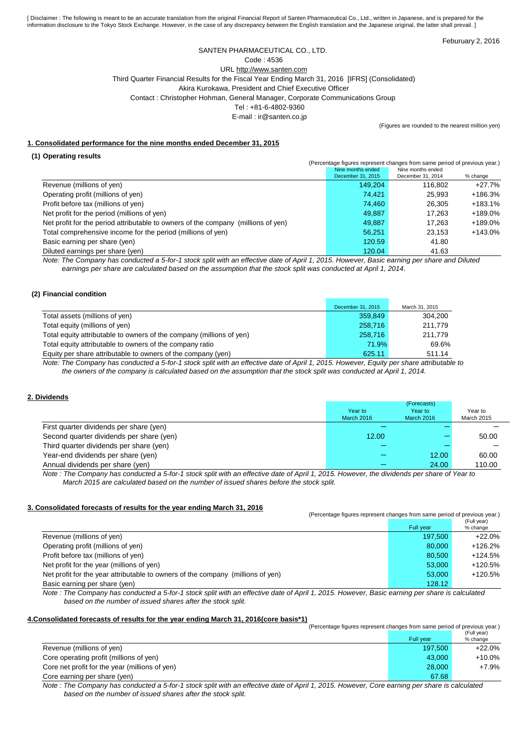[ Disclaimer : The following is meant to be an accurate translation from the original Financial Report of Santen Pharmaceutical Co., Ltd., written in Japanese, and is prepared for the information disclosure to the Tokyo Stock Exchange. However, in the case of any discrepancy between the English translation and the Japanese original, the latter shall prevail. ]

Feburuary 2, 2016

SANTEN PHARMACEUTICAL CO., LTD.
Code : 4536
URL http://www.santen.com
Third Quarter Financial Results for the Fiscal Year Ending March 31, 2016 [IFRS] (Consolidated)
Akira Kurokawa, President and Chief Executive Officer
Contact : Christopher Hohman, General Manager, Corporate Communications Group
Tel : +81-6-4802-9360
E-mail : ir@santen.co.jp

(Figures are rounded to the nearest million yen)

## 1. Consolidated performance for the nine months ended December 31, 2015

### (1) Operating results

(Percentage figures represent changes from same period of previous year.)

| | Nine months ended December 31, 2015 | Nine months ended December 31, 2014 | % change |
|---|---|---|---|
| Revenue (millions of yen) | 149,204 | 116,802 | +27.7% |
| Operating profit (millions of yen) | 74,421 | 25,993 | +186.3% |
| Profit before tax (millions of yen) | 74,460 | 26,305 | +183.1% |
| Net profit for the period (millions of yen) | 49,887 | 17,263 | +189.0% |
| Net profit for the period attributable to owners of the company (millions of yen) | 49,887 | 17,263 | +189.0% |
| Total comprehensive income for the period (millions of yen) | 56,251 | 23,153 | +143.0% |
| Basic earning per share (yen) | 120.59 | 41.80 | |
| Diluted earnings per share (yen) | 120.04 | 41.63 | |

*Note: The Company has conducted a 5-for-1 stock split with an effective date of April 1, 2015. However, Basic earning per share and Diluted earnings per share are calculated based on the assumption that the stock split was conducted at April 1, 2014.*

### (2) Financial condition

| | December 31, 2015 | March 31, 2015 |
|---|---|---|
| Total assets (millions of yen) | 359,849 | 304,200 |
| Total equity (millions of yen) | 258,716 | 211,779 |
| Total equity attributable to owners of the company (millions of yen) | 258,716 | 211,779 |
| Total equity attributable to owners of the company ratio | 71.9% | 69.6% |
| Equity per share attributable to owners of the company (yen) | 625.11 | 511.14 |

*Note: The Company has conducted a 5-for-1 stock split with an effective date of April 1, 2015. However, Equity per share attributable to the owners of the company is calculated based on the assumption that the stock split was conducted at April 1, 2014.*

## 2. Dividends

| | Year to March 2016 | (Forecasts) Year to March 2016 | Year to March 2015 |
|---|---|---|---|
| First quarter dividends per share (yen) | — | — | — |
| Second quarter dividends per share (yen) | 12.00 | — | 50.00 |
| Third quarter dividends per share (yen) | — | — | — |
| Year-end dividends per share (yen) | — | 12.00 | 60.00 |
| Annual dividends per share (yen) | — | 24.00 | 110.00 |

*Note : The Company has conducted a 5-for-1 stock split with an effective date of April 1, 2015. However, the dividends per share of Year to March 2015 are calculated based on the number of issued shares before the stock split.*

## 3. Consolidated forecasts of results for the year ending March 31, 2016

(Percentage figures represent changes from same period of previous year.)

| | Full year | (Full year) % change |
|---|---|---|
| Revenue (millions of yen) | 197,500 | +22.0% |
| Operating profit (millions of yen) | 80,000 | +126.2% |
| Profit before tax (millions of yen) | 80,500 | +124.5% |
| Net profit for the year (millions of yen) | 53,000 | +120.5% |
| Net profit for the year attributable to owners of the company (millions of yen) | 53,000 | +120.5% |
| Basic earning per share (yen) | 128.12 | |

*Note : The Company has conducted a 5-for-1 stock split with an effective date of April 1, 2015. However, Basic earning per share is calculated based on the number of issued shares after the stock split.*

## 4.Consolidated forecasts of results for the year ending March 31, 2016(core basis*1)

(Percentage figures represent changes from same period of previous year.)

| | Full year | (Full year) % change |
|---|---|---|
| Revenue (millions of yen) | 197,500 | +22.0% |
| Core operating profit (millions of yen) | 43,000 | +10.0% |
| Core net profit for the year (millions of yen) | 28,000 | +7.9% |
| Core earning per share (yen) | 67.68 | |

*Note : The Company has conducted a 5-for-1 stock split with an effective date of April 1, 2015. However, Core earning per share is calculated based on the number of issued shares after the stock split.*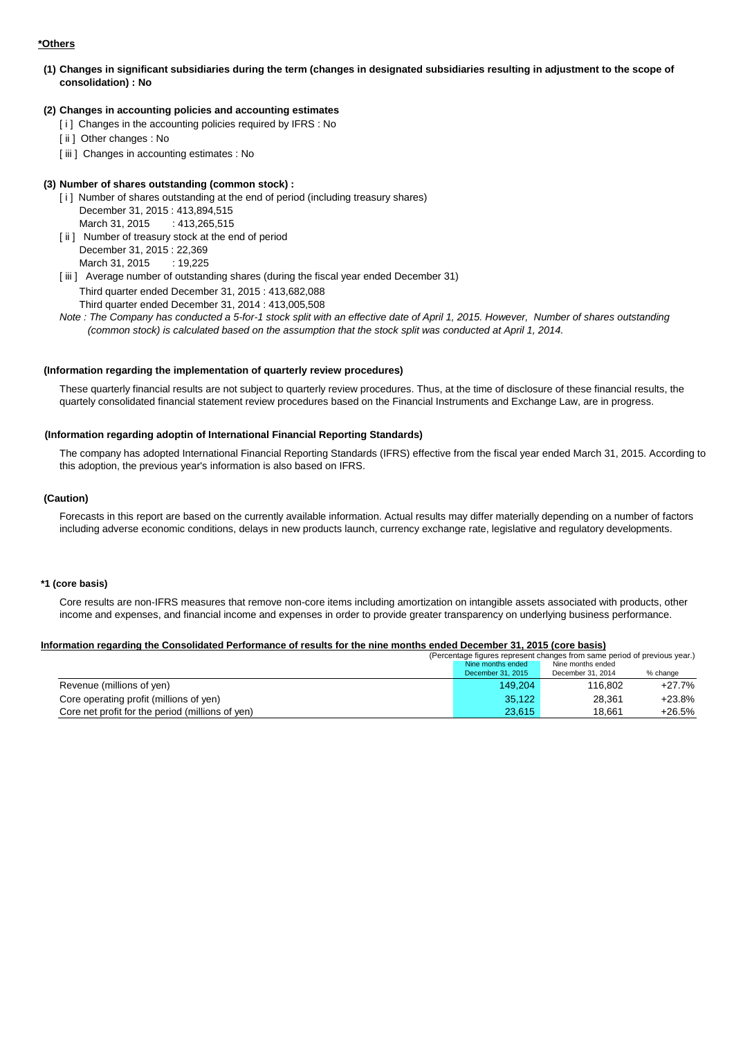**\*Others**

**(1) Changes in significant subsidiaries during the term (changes in designated subsidiaries resulting in adjustment to the scope of consolidation) : No**

**(2) Changes in accounting policies and accounting estimates**

[ i ] Changes in the accounting policies required by IFRS : No

[ ii ] Other changes : No

[ iii ] Changes in accounting estimates : No

**(3) Number of shares outstanding (common stock) :**

[ i ] Number of shares outstanding at the end of period (including treasury shares)

December 31, 2015 : 413,894,515

March 31, 2015 : 413,265,515

[ ii ] Number of treasury stock at the end of period

December 31, 2015 : 22,369

March 31, 2015 : 19,225

[ iii ] Average number of outstanding shares (during the fiscal year ended December 31)

Third quarter ended December 31, 2015 : 413,682,088

Third quarter ended December 31, 2014 : 413,005,508

*Note : The Company has conducted a 5-for-1 stock split with an effective date of April 1, 2015. However, Number of shares outstanding (common stock) is calculated based on the assumption that the stock split was conducted at April 1, 2014.*

**(Information regarding the implementation of quarterly review procedures)**

These quarterly financial results are not subject to quarterly review procedures. Thus, at the time of disclosure of these financial results, the quartely consolidated financial statement review procedures based on the Financial Instruments and Exchange Law, are in progress.

**(Information regarding adoptin of International Financial Reporting Standards)**

The company has adopted International Financial Reporting Standards (IFRS) effective from the fiscal year ended March 31, 2015. According to this adoption, the previous year's information is also based on IFRS.

**(Caution)**

Forecasts in this report are based on the currently available information. Actual results may differ materially depending on a number of factors including adverse economic conditions, delays in new products launch, currency exchange rate, legislative and regulatory developments.

**\*1 (core basis)**

Core results are non-IFRS measures that remove non-core items including amortization on intangible assets associated with products, other income and expenses, and financial income and expenses in order to provide greater transparency on underlying business performance.

**Information regarding the Consolidated Performance of results for the nine months ended December 31, 2015 (core basis)**

(Percentage figures represent changes from same period of previous year.)

| | Nine months ended December 31, 2015 | Nine months ended December 31, 2014 | % change |
|---|---|---|---|
| Revenue (millions of yen) | 149,204 | 116,802 | +27.7% |
| Core operating profit (millions of yen) | 35,122 | 28,361 | +23.8% |
| Core net profit for the period (millions of yen) | 23,615 | 18,661 | +26.5% |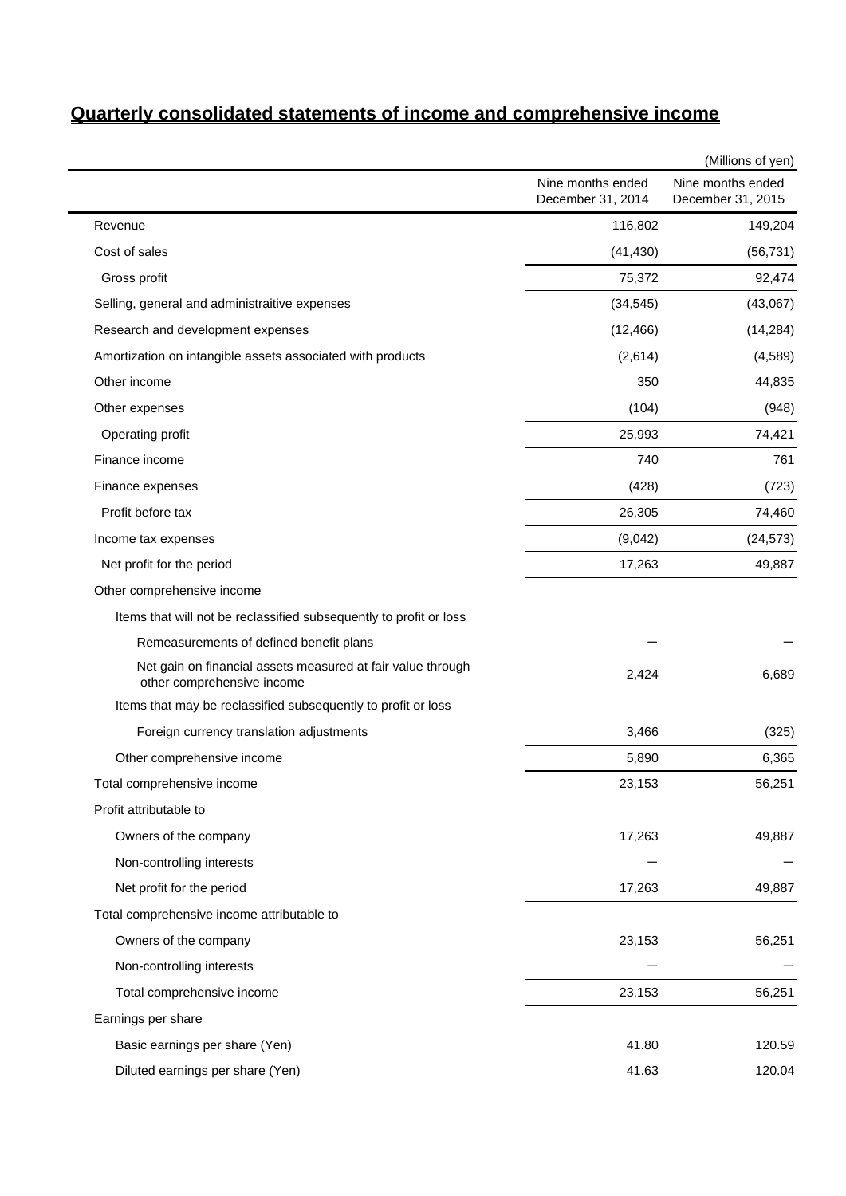## Quarterly consolidated statements of income and comprehensive income

(Millions of yen)

| | Nine months ended December 31, 2014 | Nine months ended December 31, 2015 |
|---|---|---|
| Revenue | 116,802 | 149,204 |
| Cost of sales | (41,430) | (56,731) |
| Gross profit | 75,372 | 92,474 |
| Selling, general and administraitive expenses | (34,545) | (43,067) |
| Research and development expenses | (12,466) | (14,284) |
| Amortization on intangible assets associated with products | (2,614) | (4,589) |
| Other income | 350 | 44,835 |
| Other expenses | (104) | (948) |
| Operating profit | 25,993 | 74,421 |
| Finance income | 740 | 761 |
| Finance expenses | (428) | (723) |
| Profit before tax | 26,305 | 74,460 |
| Income tax expenses | (9,042) | (24,573) |
| Net profit for the period | 17,263 | 49,887 |
| Other comprehensive income | | |
| Items that will not be reclassified subsequently to profit or loss | | |
| Remeasurements of defined benefit plans | ― | ― |
| Net gain on financial assets measured at fair value through other comprehensive income | 2,424 | 6,689 |
| Items that may be reclassified subsequently to profit or loss | | |
| Foreign currency translation adjustments | 3,466 | (325) |
| Other comprehensive income | 5,890 | 6,365 |
| Total comprehensive income | 23,153 | 56,251 |
| Profit attributable to | | |
| Owners of the company | 17,263 | 49,887 |
| Non-controlling interests | ― | ― |
| Net profit for the period | 17,263 | 49,887 |
| Total comprehensive income attributable to | | |
| Owners of the company | 23,153 | 56,251 |
| Non-controlling interests | ― | ― |
| Total comprehensive income | 23,153 | 56,251 |
| Earnings per share | | |
| Basic earnings per share (Yen) | 41.80 | 120.59 |
| Diluted earnings per share (Yen) | 41.63 | 120.04 |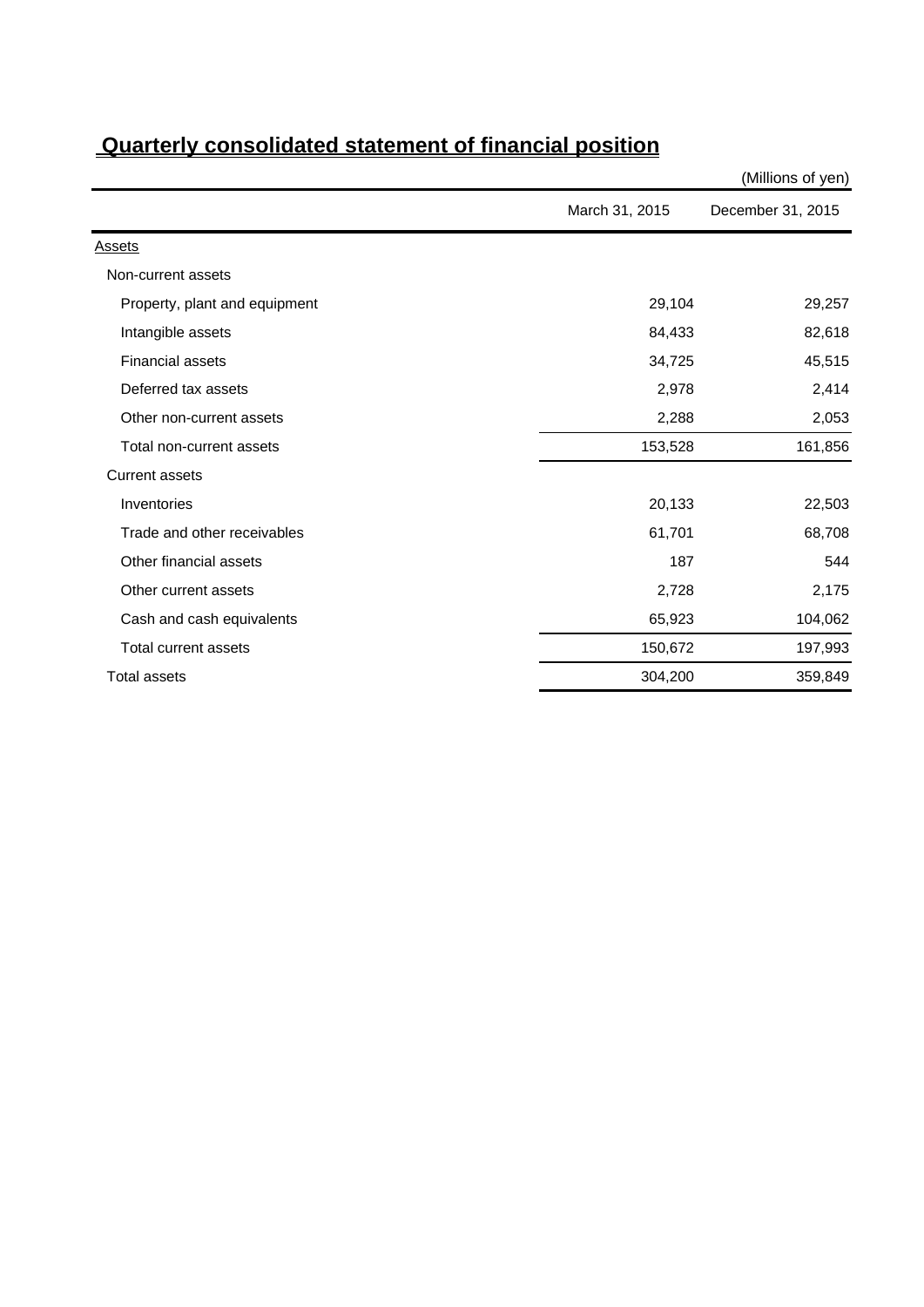## Quarterly consolidated statement of financial position

(Millions of yen)

| | March 31, 2015 | December 31, 2015 |
|---|---|---|
| Assets | | |
| Non-current assets | | |
| Property, plant and equipment | 29,104 | 29,257 |
| Intangible assets | 84,433 | 82,618 |
| Financial assets | 34,725 | 45,515 |
| Deferred tax assets | 2,978 | 2,414 |
| Other non-current assets | 2,288 | 2,053 |
| Total non-current assets | 153,528 | 161,856 |
| Current assets | | |
| Inventories | 20,133 | 22,503 |
| Trade and other receivables | 61,701 | 68,708 |
| Other financial assets | 187 | 544 |
| Other current assets | 2,728 | 2,175 |
| Cash and cash equivalents | 65,923 | 104,062 |
| Total current assets | 150,672 | 197,993 |
| Total assets | 304,200 | 359,849 |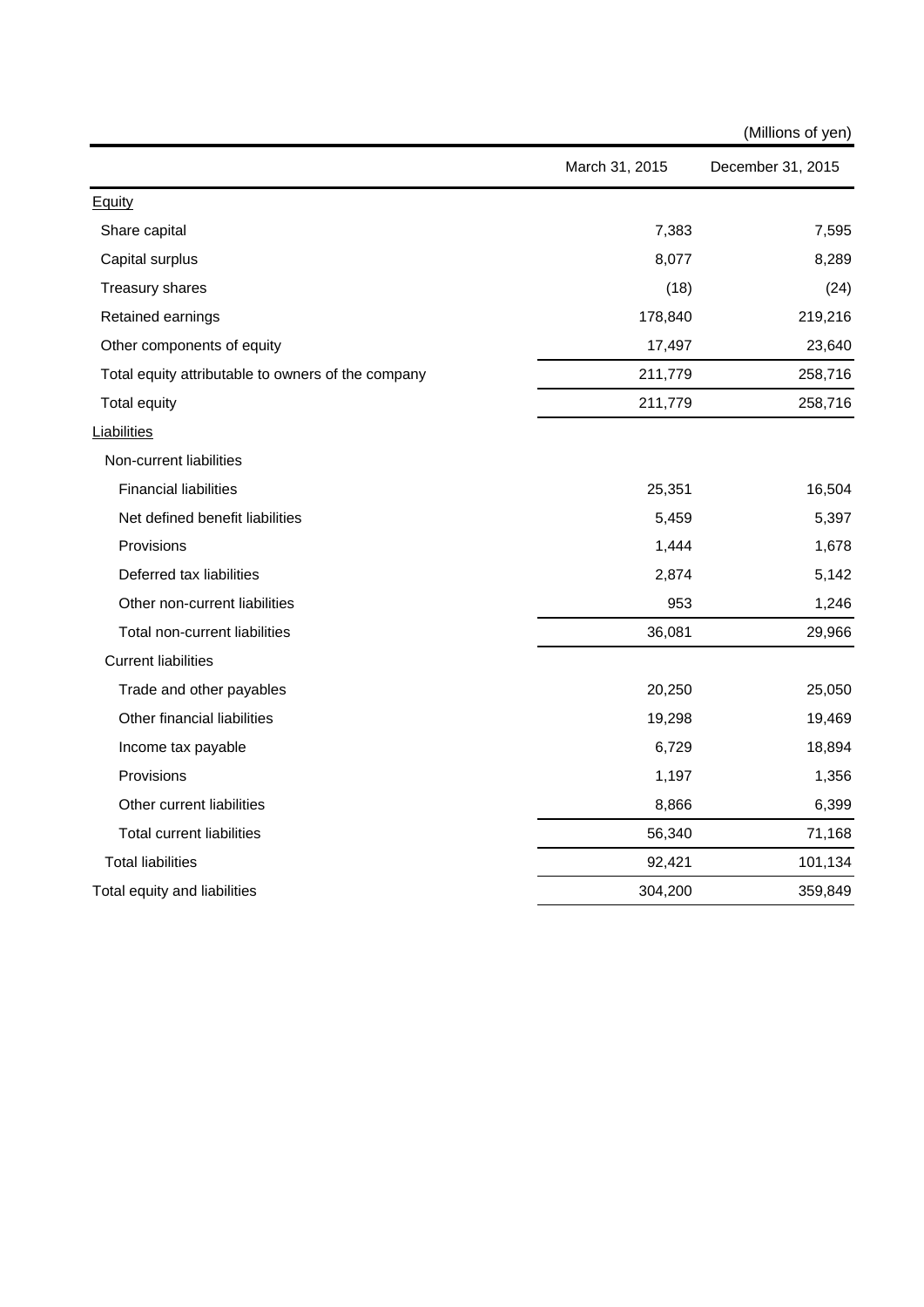(Millions of yen)

| | March 31, 2015 | December 31, 2015 |
|---|---|---|
| Equity | | |
| Share capital | 7,383 | 7,595 |
| Capital surplus | 8,077 | 8,289 |
| Treasury shares | (18) | (24) |
| Retained earnings | 178,840 | 219,216 |
| Other components of equity | 17,497 | 23,640 |
| Total equity attributable to owners of the company | 211,779 | 258,716 |
| Total equity | 211,779 | 258,716 |
| Liabilities | | |
| Non-current liabilities | | |
| Financial liabilities | 25,351 | 16,504 |
| Net defined benefit liabilities | 5,459 | 5,397 |
| Provisions | 1,444 | 1,678 |
| Deferred tax liabilities | 2,874 | 5,142 |
| Other non-current liabilities | 953 | 1,246 |
| Total non-current liabilities | 36,081 | 29,966 |
| Current liabilities | | |
| Trade and other payables | 20,250 | 25,050 |
| Other financial liabilities | 19,298 | 19,469 |
| Income tax payable | 6,729 | 18,894 |
| Provisions | 1,197 | 1,356 |
| Other current liabilities | 8,866 | 6,399 |
| Total current liabilities | 56,340 | 71,168 |
| Total liabilities | 92,421 | 101,134 |
| Total equity and liabilities | 304,200 | 359,849 |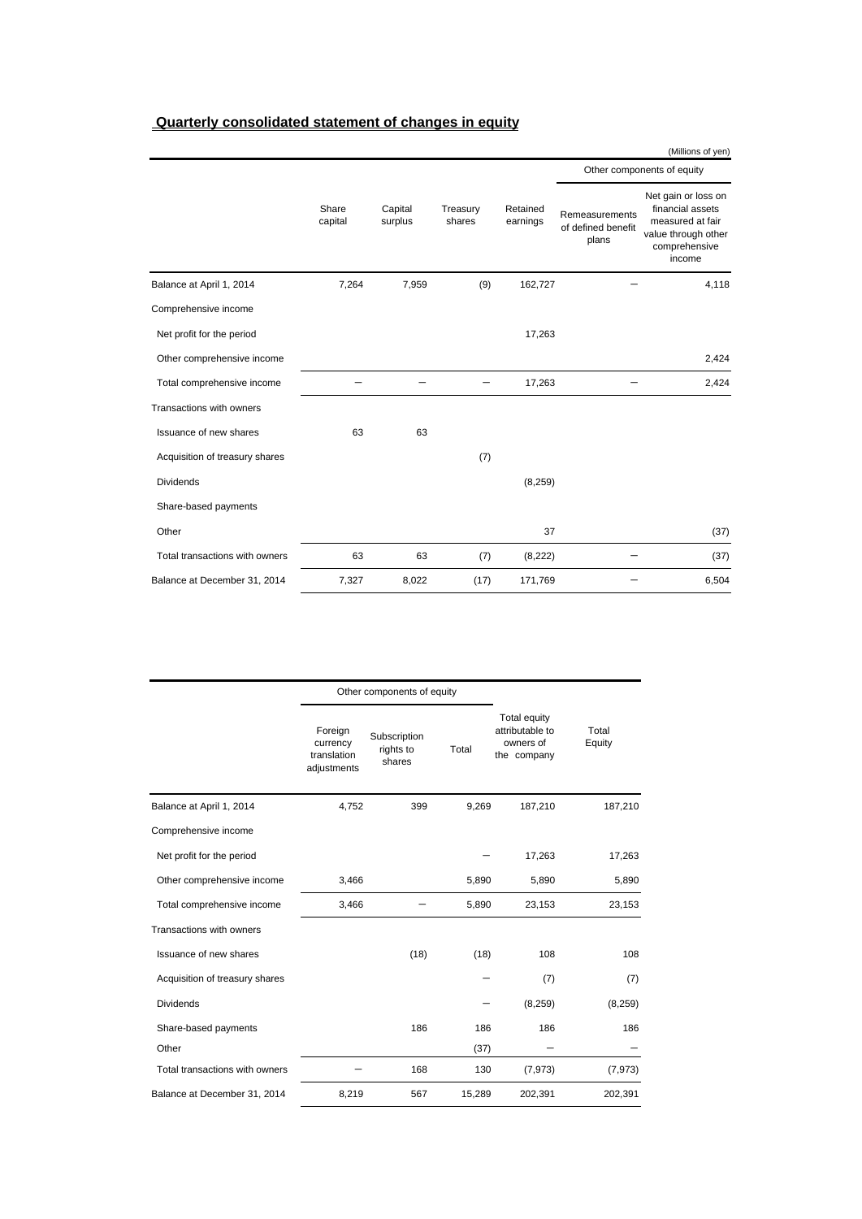## Quarterly consolidated statement of changes in equity

(Millions of yen)

| | Share capital | Capital surplus | Treasury shares | Retained earnings | Other components of equity | |
|---|---|---|---|---|---|---|
| | | | | | Remeasurements of defined benefit plans | Net gain or loss on financial assets measured at fair value through other comprehensive income |
| Balance at April 1, 2014 | 7,264 | 7,959 | (9) | 162,727 | ― | 4,118 |
| Comprehensive income | | | | | | |
| Net profit for the period | | | | 17,263 | | |
| Other comprehensive income | | | | | | 2,424 |
| Total comprehensive income | ― | ― | ― | 17,263 | ― | 2,424 |
| Transactions with owners | | | | | | |
| Issuance of new shares | 63 | 63 | | | | |
| Acquisition of treasury shares | | | (7) | | | |
| Dividends | | | | (8,259) | | |
| Share-based payments | | | | | | |
| Other | | | | 37 | | (37) |
| Total transactions with owners | 63 | 63 | (7) | (8,222) | ― | (37) |
| Balance at December 31, 2014 | 7,327 | 8,022 | (17) | 171,769 | ― | 6,504 |

| | Other components of equity | | | Total equity attributable to owners of the company | Total Equity |
|---|---|---|---|---|---|
| | Foreign currency translation adjustments | Subscription rights to shares | Total | | |
| Balance at April 1, 2014 | 4,752 | 399 | 9,269 | 187,210 | 187,210 |
| Comprehensive income | | | | | |
| Net profit for the period | | | ― | 17,263 | 17,263 |
| Other comprehensive income | 3,466 | | 5,890 | 5,890 | 5,890 |
| Total comprehensive income | 3,466 | ― | 5,890 | 23,153 | 23,153 |
| Transactions with owners | | | | | |
| Issuance of new shares | | (18) | (18) | 108 | 108 |
| Acquisition of treasury shares | | | ― | (7) | (7) |
| Dividends | | | ― | (8,259) | (8,259) |
| Share-based payments | | 186 | 186 | 186 | 186 |
| Other | | | (37) | ― | ― |
| Total transactions with owners | ― | 168 | 130 | (7,973) | (7,973) |
| Balance at December 31, 2014 | 8,219 | 567 | 15,289 | 202,391 | 202,391 |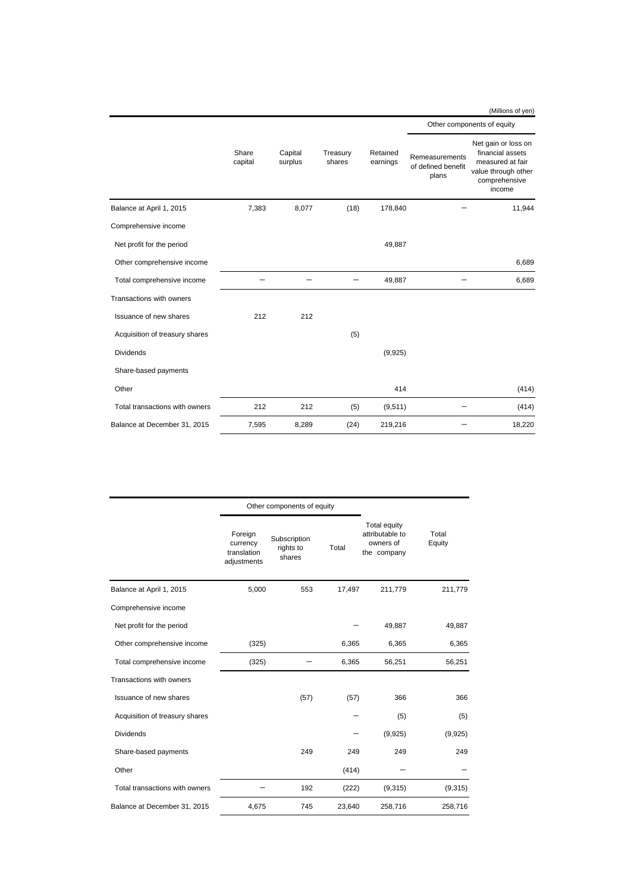(Millions of yen)

| | Share capital | Capital surplus | Treasury shares | Retained earnings | Other components of equity | |
|---|---|---|---|---|---|---|
| | | | | | Remeasurements of defined benefit plans | Net gain or loss on financial assets measured at fair value through other comprehensive income |
| Balance at April 1, 2015 | 7,383 | 8,077 | (18) | 178,840 | ― | 11,944 |
| Comprehensive income | | | | | | |
| Net profit for the period | | | | 49,887 | | |
| Other comprehensive income | | | | | | 6,689 |
| Total comprehensive income | ― | ― | ― | 49,887 | ― | 6,689 |
| Transactions with owners | | | | | | |
| Issuance of new shares | 212 | 212 | | | | |
| Acquisition of treasury shares | | | (5) | | | |
| Dividends | | | | (9,925) | | |
| Share-based payments | | | | | | |
| Other | | | | 414 | | (414) |
| Total transactions with owners | 212 | 212 | (5) | (9,511) | ― | (414) |
| Balance at December 31, 2015 | 7,595 | 8,289 | (24) | 219,216 | ― | 18,220 |

| | Other components of equity | | | Total equity attributable to owners of the company | Total Equity |
|---|---|---|---|---|---|
| | Foreign currency translation adjustments | Subscription rights to shares | Total | | |
| Balance at April 1, 2015 | 5,000 | 553 | 17,497 | 211,779 | 211,779 |
| Comprehensive income | | | | | |
| Net profit for the period | | | ― | 49,887 | 49,887 |
| Other comprehensive income | (325) | | 6,365 | 6,365 | 6,365 |
| Total comprehensive income | (325) | ― | 6,365 | 56,251 | 56,251 |
| Transactions with owners | | | | | |
| Issuance of new shares | | (57) | (57) | 366 | 366 |
| Acquisition of treasury shares | | | ― | (5) | (5) |
| Dividends | | | ― | (9,925) | (9,925) |
| Share-based payments | | 249 | 249 | 249 | 249 |
| Other | | | (414) | ― | ― |
| Total transactions with owners | ― | 192 | (222) | (9,315) | (9,315) |
| Balance at December 31, 2015 | 4,675 | 745 | 23,640 | 258,716 | 258,716 |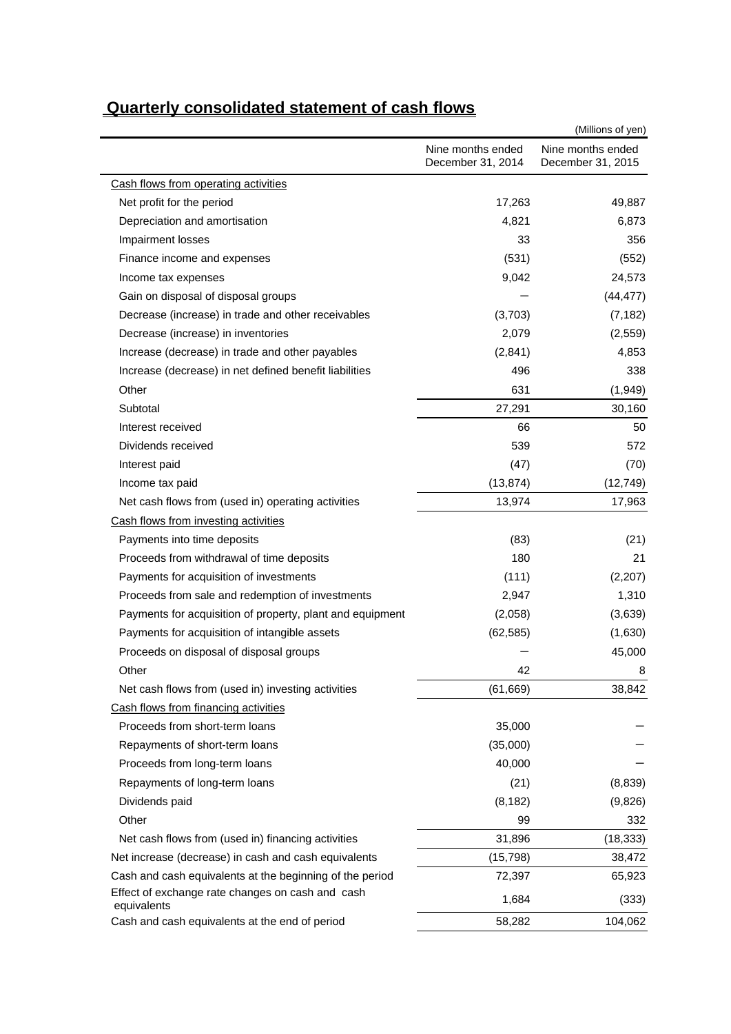## Quarterly consolidated statement of cash flows

(Millions of yen)

| | Nine months ended December 31, 2014 | Nine months ended December 31, 2015 |
|---|---|---|
| Cash flows from operating activities | | |
| Net profit for the period | 17,263 | 49,887 |
| Depreciation and amortisation | 4,821 | 6,873 |
| Impairment losses | 33 | 356 |
| Finance income and expenses | (531) | (552) |
| Income tax expenses | 9,042 | 24,573 |
| Gain on disposal of disposal groups | － | (44,477) |
| Decrease (increase) in trade and other receivables | (3,703) | (7,182) |
| Decrease (increase) in inventories | 2,079 | (2,559) |
| Increase (decrease) in trade and other payables | (2,841) | 4,853 |
| Increase (decrease) in net defined benefit liabilities | 496 | 338 |
| Other | 631 | (1,949) |
| Subtotal | 27,291 | 30,160 |
| Interest received | 66 | 50 |
| Dividends received | 539 | 572 |
| Interest paid | (47) | (70) |
| Income tax paid | (13,874) | (12,749) |
| Net cash flows from (used in) operating activities | 13,974 | 17,963 |
| Cash flows from investing activities | | |
| Payments into time deposits | (83) | (21) |
| Proceeds from withdrawal of time deposits | 180 | 21 |
| Payments for acquisition of investments | (111) | (2,207) |
| Proceeds from sale and redemption of investments | 2,947 | 1,310 |
| Payments for acquisition of property, plant and equipment | (2,058) | (3,639) |
| Payments for acquisition of intangible assets | (62,585) | (1,630) |
| Proceeds on disposal of disposal groups | － | 45,000 |
| Other | 42 | 8 |
| Net cash flows from (used in) investing activities | (61,669) | 38,842 |
| Cash flows from financing activities | | |
| Proceeds from short-term loans | 35,000 | － |
| Repayments of short-term loans | (35,000) | － |
| Proceeds from long-term loans | 40,000 | － |
| Repayments of long-term loans | (21) | (8,839) |
| Dividends paid | (8,182) | (9,826) |
| Other | 99 | 332 |
| Net cash flows from (used in) financing activities | 31,896 | (18,333) |
| Net increase (decrease) in cash and cash equivalents | (15,798) | 38,472 |
| Cash and cash equivalents at the beginning of the period | 72,397 | 65,923 |
| Effect of exchange rate changes on cash and cash equivalents | 1,684 | (333) |
| Cash and cash equivalents at the end of period | 58,282 | 104,062 |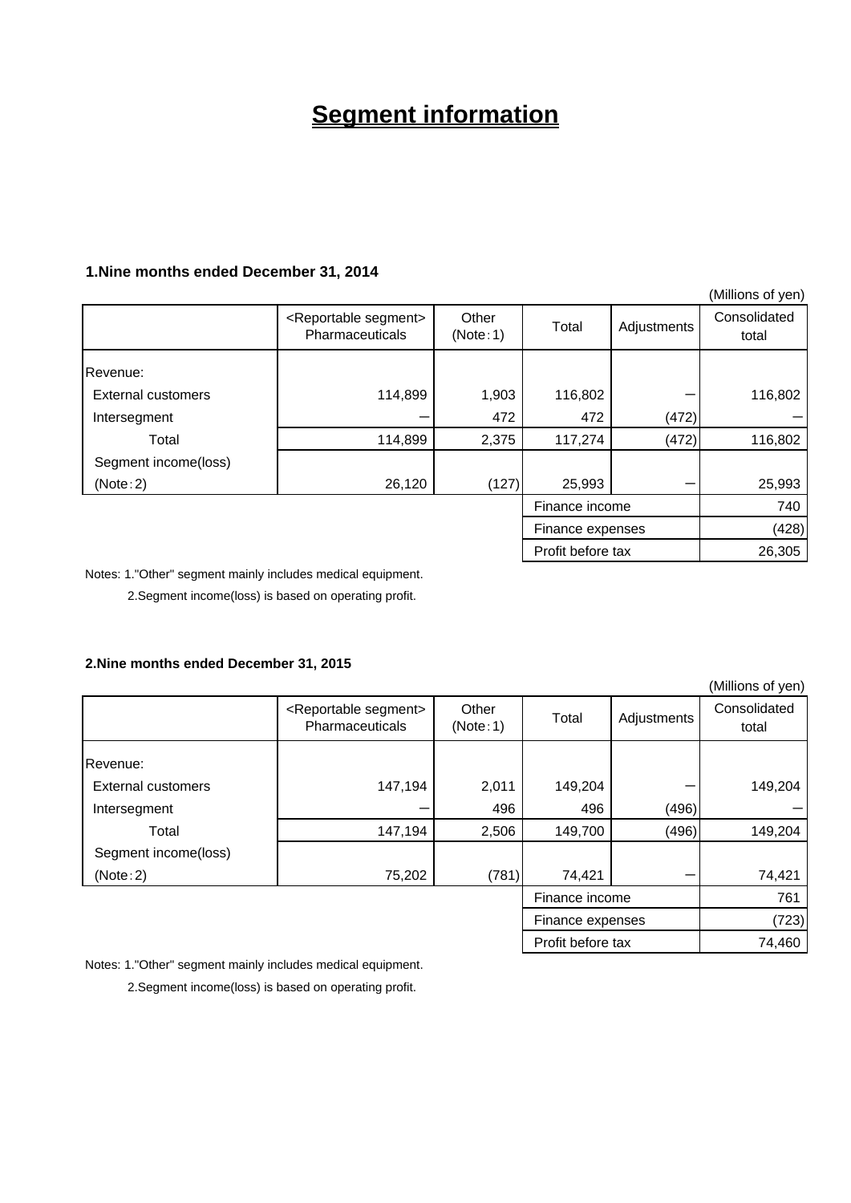# Segment information

### 1.Nine months ended December 31, 2014

(Millions of yen)

| | <Reportable segment> Pharmaceuticals | Other (Note：1) | Total | Adjustments | Consolidated total |
|---|---|---|---|---|---|
| Revenue: | | | | | |
| External customers | 114,899 | 1,903 | 116,802 | ー | 116,802 |
| Intersegment | ー | 472 | 472 | (472) | ー |
| Total | 114,899 | 2,375 | 117,274 | (472) | 116,802 |
| Segment income(loss) (Note：2) | 26,120 | (127) | 25,993 | ー | 25,993 |
| | | | Finance income | | 740 |
| | | | Finance expenses | | (428) |
| | | | Profit before tax | | 26,305 |

Notes: 1."Other" segment mainly includes medical equipment.

2.Segment income(loss) is based on operating profit.

### 2.Nine months ended December 31, 2015

(Millions of yen)

| | <Reportable segment> Pharmaceuticals | Other (Note：1) | Total | Adjustments | Consolidated total |
|---|---|---|---|---|---|
| Revenue: | | | | | |
| External customers | 147,194 | 2,011 | 149,204 | ー | 149,204 |
| Intersegment | ー | 496 | 496 | (496) | ー |
| Total | 147,194 | 2,506 | 149,700 | (496) | 149,204 |
| Segment income(loss) (Note：2) | 75,202 | (781) | 74,421 | ー | 74,421 |
| | | | Finance income | | 761 |
| | | | Finance expenses | | (723) |
| | | | Profit before tax | | 74,460 |

Notes: 1."Other" segment mainly includes medical equipment.

2.Segment income(loss) is based on operating profit.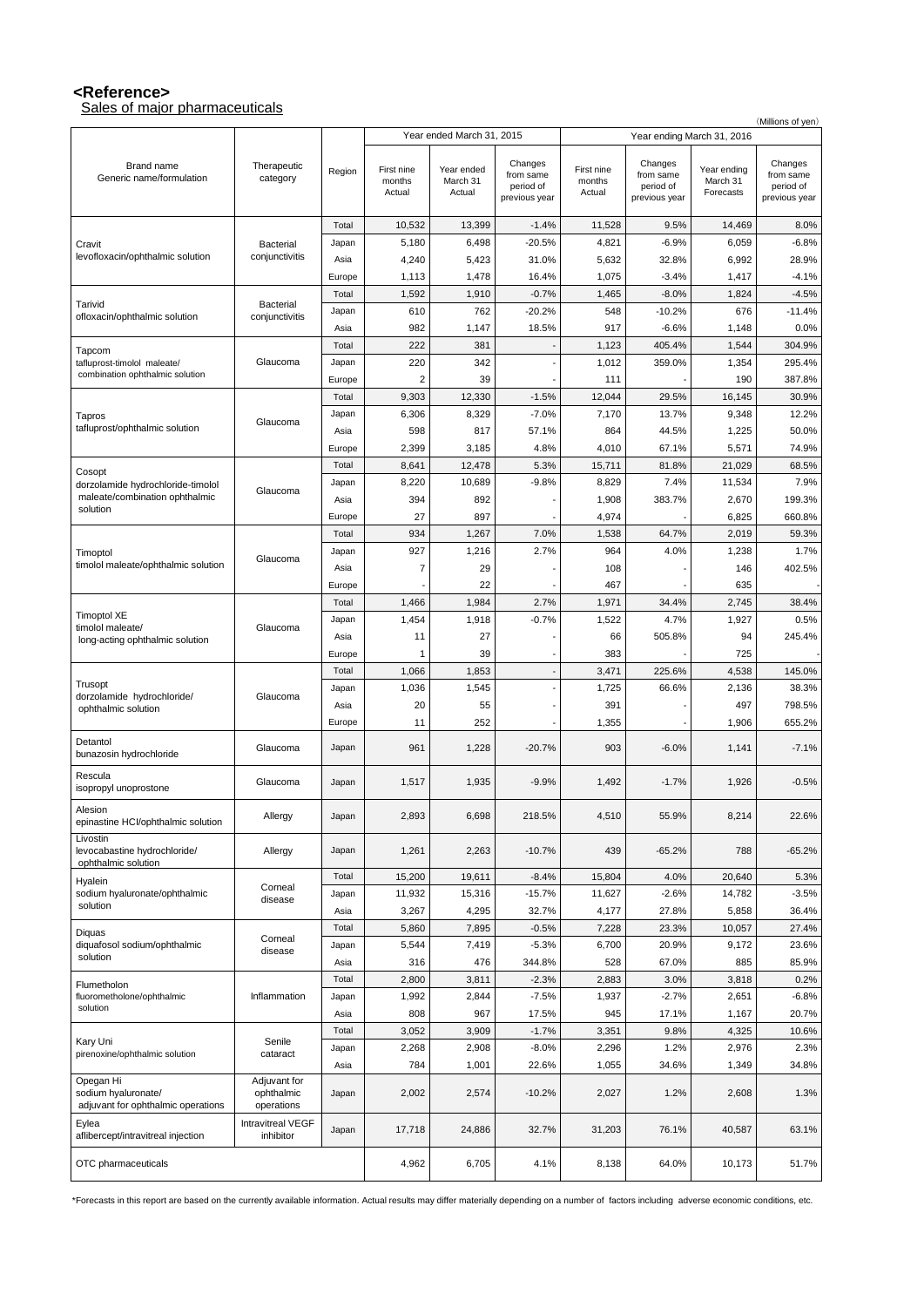**<Reference>**

Sales of major pharmaceuticals

(Millions of yen)

| Brand name Generic name/formulation | Therapeutic category | Region | Year ended March 31, 2015 | | | Year ending March 31, 2016 | | | |
|---|---|---|---|---|---|---|---|---|---|
| | | | First nine months Actual | Year ended March 31 Actual | Changes from same period of previous year | First nine months Actual | Changes from same period of previous year | Year ending March 31 Forecasts | Changes from same period of previous year |
| Cravit levofloxacin/ophthalmic solution | Bacterial conjunctivitis | Total | 10,532 | 13,399 | -1.4% | 11,528 | 9.5% | 14,469 | 8.0% |
| | | Japan | 5,180 | 6,498 | -20.5% | 4,821 | -6.9% | 6,059 | -6.8% |
| | | Asia | 4,240 | 5,423 | 31.0% | 5,632 | 32.8% | 6,992 | 28.9% |
| | | Europe | 1,113 | 1,478 | 16.4% | 1,075 | -3.4% | 1,417 | -4.1% |
| Tarivid ofloxacin/ophthalmic solution | Bacterial conjunctivitis | Total | 1,592 | 1,910 | -0.7% | 1,465 | -8.0% | 1,824 | -4.5% |
| | | Japan | 610 | 762 | -20.2% | 548 | -10.2% | 676 | -11.4% |
| | | Asia | 982 | 1,147 | 18.5% | 917 | -6.6% | 1,148 | 0.0% |
| Tapcom tafluprost-timolol maleate/ combination ophthalmic solution | Glaucoma | Total | 222 | 381 | - | 1,123 | 405.4% | 1,544 | 304.9% |
| | | Japan | 220 | 342 | - | 1,012 | 359.0% | 1,354 | 295.4% |
| | | Europe | 2 | 39 | - | 111 | - | 190 | 387.8% |
| Tapros tafluprost/ophthalmic solution | Glaucoma | Total | 9,303 | 12,330 | -1.5% | 12,044 | 29.5% | 16,145 | 30.9% |
| | | Japan | 6,306 | 8,329 | -7.0% | 7,170 | 13.7% | 9,348 | 12.2% |
| | | Asia | 598 | 817 | 57.1% | 864 | 44.5% | 1,225 | 50.0% |
| | | Europe | 2,399 | 3,185 | 4.8% | 4,010 | 67.1% | 5,571 | 74.9% |
| Cosopt dorzolamide hydrochloride-timolol maleate/combination ophthalmic solution | Glaucoma | Total | 8,641 | 12,478 | 5.3% | 15,711 | 81.8% | 21,029 | 68.5% |
| | | Japan | 8,220 | 10,689 | -9.8% | 8,829 | 7.4% | 11,534 | 7.9% |
| | | Asia | 394 | 892 | - | 1,908 | 383.7% | 2,670 | 199.3% |
| | | Europe | 27 | 897 | - | 4,974 | - | 6,825 | 660.8% |
| Timoptol timolol maleate/ophthalmic solution | Glaucoma | Total | 934 | 1,267 | 7.0% | 1,538 | 64.7% | 2,019 | 59.3% |
| | | Japan | 927 | 1,216 | 2.7% | 964 | 4.0% | 1,238 | 1.7% |
| | | Asia | 7 | 29 | - | 108 | - | 146 | 402.5% |
| | | Europe | - | 22 | - | 467 | - | 635 | - |
| Timoptol XE timolol maleate/ long-acting ophthalmic solution | Glaucoma | Total | 1,466 | 1,984 | 2.7% | 1,971 | 34.4% | 2,745 | 38.4% |
| | | Japan | 1,454 | 1,918 | -0.7% | 1,522 | 4.7% | 1,927 | 0.5% |
| | | Asia | 11 | 27 | - | 66 | 505.8% | 94 | 245.4% |
| | | Europe | 1 | 39 | - | 383 | - | 725 | - |
| Trusopt dorzolamide hydrochloride/ ophthalmic solution | Glaucoma | Total | 1,066 | 1,853 | - | 3,471 | 225.6% | 4,538 | 145.0% |
| | | Japan | 1,036 | 1,545 | - | 1,725 | 66.6% | 2,136 | 38.3% |
| | | Asia | 20 | 55 | - | 391 | - | 497 | 798.5% |
| | | Europe | 11 | 252 | - | 1,355 | - | 1,906 | 655.2% |
| Detantol bunazosin hydrochloride | Glaucoma | Japan | 961 | 1,228 | -20.7% | 903 | -6.0% | 1,141 | -7.1% |
| Rescula isopropyl unoprostone | Glaucoma | Japan | 1,517 | 1,935 | -9.9% | 1,492 | -1.7% | 1,926 | -0.5% |
| Alesion epinastine HCl/ophthalmic solution | Allergy | Japan | 2,893 | 6,698 | 218.5% | 4,510 | 55.9% | 8,214 | 22.6% |
| Livostin levocabastine hydrochloride/ ophthalmic solution | Allergy | Japan | 1,261 | 2,263 | -10.7% | 439 | -65.2% | 788 | -65.2% |
| Hyalein sodium hyaluronate/ophthalmic solution | Corneal disease | Total | 15,200 | 19,611 | -8.4% | 15,804 | 4.0% | 20,640 | 5.3% |
| | | Japan | 11,932 | 15,316 | -15.7% | 11,627 | -2.6% | 14,782 | -3.5% |
| | | Asia | 3,267 | 4,295 | 32.7% | 4,177 | 27.8% | 5,858 | 36.4% |
| Diquas diquafosol sodium/ophthalmic solution | Corneal disease | Total | 5,860 | 7,895 | -0.5% | 7,228 | 23.3% | 10,057 | 27.4% |
| | | Japan | 5,544 | 7,419 | -5.3% | 6,700 | 20.9% | 9,172 | 23.6% |
| | | Asia | 316 | 476 | 344.8% | 528 | 67.0% | 885 | 85.9% |
| Flumetholon fluorometholone/ophthalmic solution | Inflammation | Total | 2,800 | 3,811 | -2.3% | 2,883 | 3.0% | 3,818 | 0.2% |
| | | Japan | 1,992 | 2,844 | -7.5% | 1,937 | -2.7% | 2,651 | -6.8% |
| | | Asia | 808 | 967 | 17.5% | 945 | 17.1% | 1,167 | 20.7% |
| Kary Uni pirenoxine/ophthalmic solution | Senile cataract | Total | 3,052 | 3,909 | -1.7% | 3,351 | 9.8% | 4,325 | 10.6% |
| | | Japan | 2,268 | 2,908 | -8.0% | 2,296 | 1.2% | 2,976 | 2.3% |
| | | Asia | 784 | 1,001 | 22.6% | 1,055 | 34.6% | 1,349 | 34.8% |
| Opegan Hi sodium hyaluronate/ adjuvant for ophthalmic operations | Adjuvant for ophthalmic operations | Japan | 2,002 | 2,574 | -10.2% | 2,027 | 1.2% | 2,608 | 1.3% |
| Eylea aflibercept/intravitreal injection | Intravitreal VEGF inhibitor | Japan | 17,718 | 24,886 | 32.7% | 31,203 | 76.1% | 40,587 | 63.1% |
| OTC pharmaceuticals | | | 4,962 | 6,705 | 4.1% | 8,138 | 64.0% | 10,173 | 51.7% |

*Forecasts in this report are based on the currently available information. Actual results may differ materially depending on a number of factors including adverse economic conditions, etc.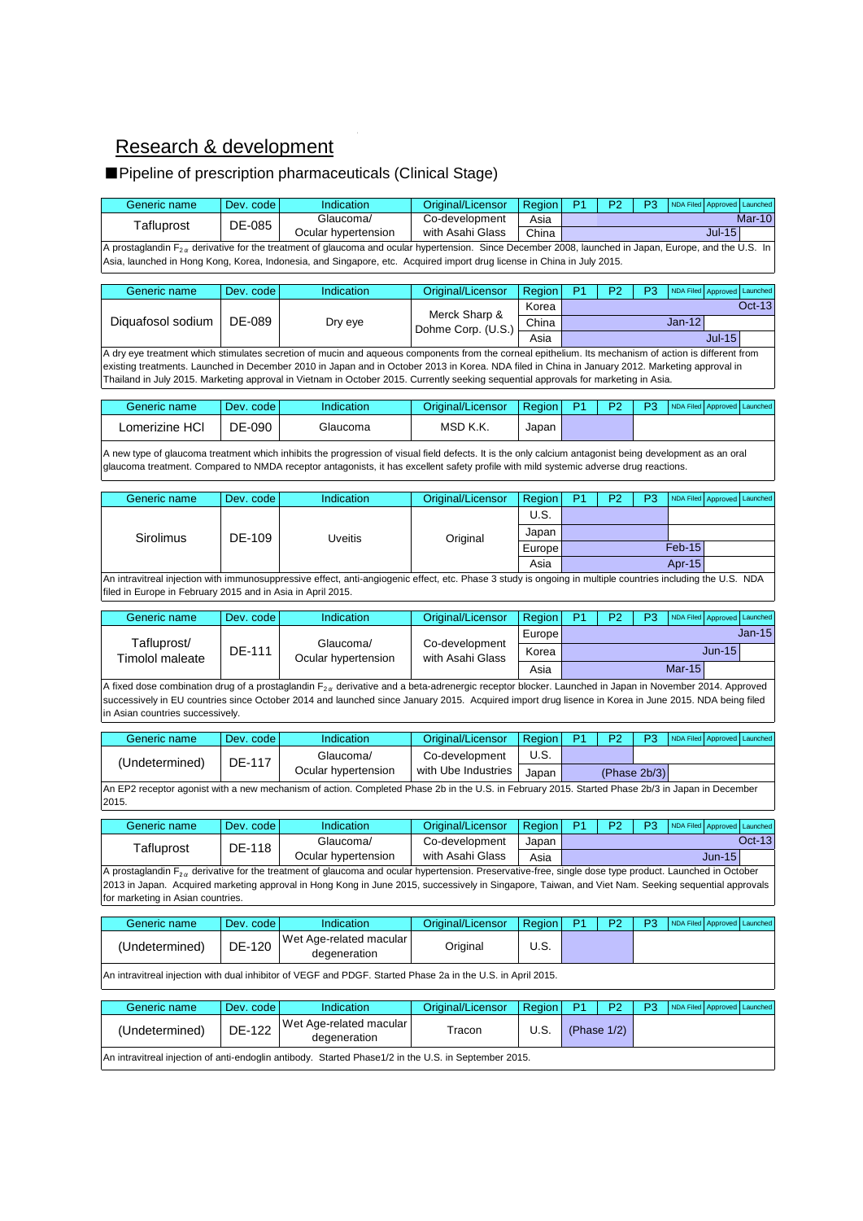## Research & development

### ■Pipeline of prescription pharmaceuticals (Clinical Stage)

| Generic name | Dev. code | Indication | Original/Licensor | Region | P1 | P2 | P3 | NDA Filed | Approved | Launched |
|---|---|---|---|---|---|---|---|---|---|---|
| Tafluprost | DE-085 | Glaucoma/ Ocular hypertension | Co-development with Asahi Glass | Asia | | | | | | Mar-10 |
| | | | | China | | | | | Jul-15 | |

A prostaglandin $F_{2\alpha}$ derivative for the treatment of glaucoma and ocular hypertension. Since December 2008, launched in Japan, Europe, and the U.S. In Asia, launched in Hong Kong, Korea, Indonesia, and Singapore, etc. Acquired import drug license in China in July 2015.

| Generic name | Dev. code | Indication | Original/Licensor | Region | P1 | P2 | P3 | NDA Filed | Approved | Launched |
|---|---|---|---|---|---|---|---|---|---|---|
| Diquafosol sodium | DE-089 | Dry eye | Merck Sharp & Dohme Corp. (U.S.) | Korea | | | | | | Oct-13 |
| | | | | China | | | | Jan-12 | | |
| | | | | Asia | | | | | Jul-15 | |

A dry eye treatment which stimulates secretion of mucin and aqueous components from the corneal epithelium. Its mechanism of action is different from existing treatments. Launched in December 2010 in Japan and in October 2013 in Korea. NDA filed in China in January 2012. Marketing approval in Thailand in July 2015. Marketing approval in Vietnam in October 2015. Currently seeking sequential approvals for marketing in Asia.

| Generic name | Dev. code | Indication | Original/Licensor | Region | P1 | P2 | P3 | NDA Filed | Approved | Launched |
|---|---|---|---|---|---|---|---|---|---|---|
| Lomerizine HCl | DE-090 | Glaucoma | MSD K.K. | Japan | | P2 | | | | |

A new type of glaucoma treatment which inhibits the progression of visual field defects. It is the only calcium antagonist being development as an oral glaucoma treatment. Compared to NMDA receptor antagonists, it has excellent safety profile with mild systemic adverse drug reactions.

| Generic name | Dev. code | Indication | Original/Licensor | Region | P1 | P2 | P3 | NDA Filed | Approved | Launched |
|---|---|---|---|---|---|---|---|---|---|---|
| Sirolimus | DE-109 | Uveitis | Original | U.S. | | | P3 | | | |
| | | | | Japan | | | P3 | | | |
| | | | | Europe | | | | Feb-15 | | |
| | | | | Asia | | | | Apr-15 | | |

An intravitreal injection with immunosuppressive effect, anti-angiogenic effect, etc. Phase 3 study is ongoing in multiple countries including the U.S. NDA filed in Europe in February 2015 and in Asia in April 2015.

| Generic name | Dev. code | Indication | Original/Licensor | Region | P1 | P2 | P3 | NDA Filed | Approved | Launched |
|---|---|---|---|---|---|---|---|---|---|---|
| Tafluprost/ Timolol maleate | DE-111 | Glaucoma/ Ocular hypertension | Co-development with Asahi Glass | Europe | | | | | | Jan-15 |
| | | | | Korea | | | | | Jun-15 | |
| | | | | Asia | | | | Mar-15 | | |

A fixed dose combination drug of a prostaglandin $F_{2\alpha}$ derivative and a beta-adrenergic receptor blocker. Launched in Japan in November 2014. Approved successively in EU countries since October 2014 and launched since January 2015. Acquired import drug lisence in Korea in June 2015. NDA being filed in Asian countries successively.

| Generic name | Dev. code | Indication | Original/Licensor | Region | P1 | P2 | P3 | NDA Filed | Approved | Launched |
|---|---|---|---|---|---|---|---|---|---|---|
| (Undetermined) | DE-117 | Glaucoma/ Ocular hypertension | Co-development with Ube Industries | U.S. | | P2 | | | | |
| | | | | Japan | | (Phase 2b/3) | | | | |

An EP2 receptor agonist with a new mechanism of action. Completed Phase 2b in the U.S. in February 2015. Started Phase 2b/3 in Japan in December 2015.

| Generic name | Dev. code | Indication | Original/Licensor | Region | P1 | P2 | P3 | NDA Filed | Approved | Launched |
|---|---|---|---|---|---|---|---|---|---|---|
| Tafluprost | DE-118 | Glaucoma/ Ocular hypertension | Co-development with Asahi Glass | Japan | | | | | | Oct-13 |
| | | | | Asia | | | | | | Jun-15 |

A prostaglandin $F_{2\alpha}$ derivative for the treatment of glaucoma and ocular hypertension. Preservative-free, single dose type product. Launched in October 2013 in Japan. Acquired marketing approval in Hong Kong in June 2015, successively in Singapore, Taiwan, and Viet Nam. Seeking sequential approvals for marketing in Asian countries.

| Generic name | Dev. code | Indication | Original/Licensor | Region | P1 | P2 | P3 | NDA Filed | Approved | Launched |
|---|---|---|---|---|---|---|---|---|---|---|
| (Undetermined) | DE-120 | Wet Age-related macular degeneration | Original | U.S. | | P2 | | | | |

An intravitreal injection with dual inhibitor of VEGF and PDGF. Started Phase 2a in the U.S. in April 2015.

| Generic name | Dev. code | Indication | Original/Licensor | Region | P1 | P2 | P3 | NDA Filed | Approved | Launched |
|---|---|---|---|---|---|---|---|---|---|---|
| (Undetermined) | DE-122 | Wet Age-related macular degeneration | Tracon | U.S. | (Phase 1/2) | | | | | |

An intravitreal injection of anti-endoglin antibody. Started Phase1/2 in the U.S. in September 2015.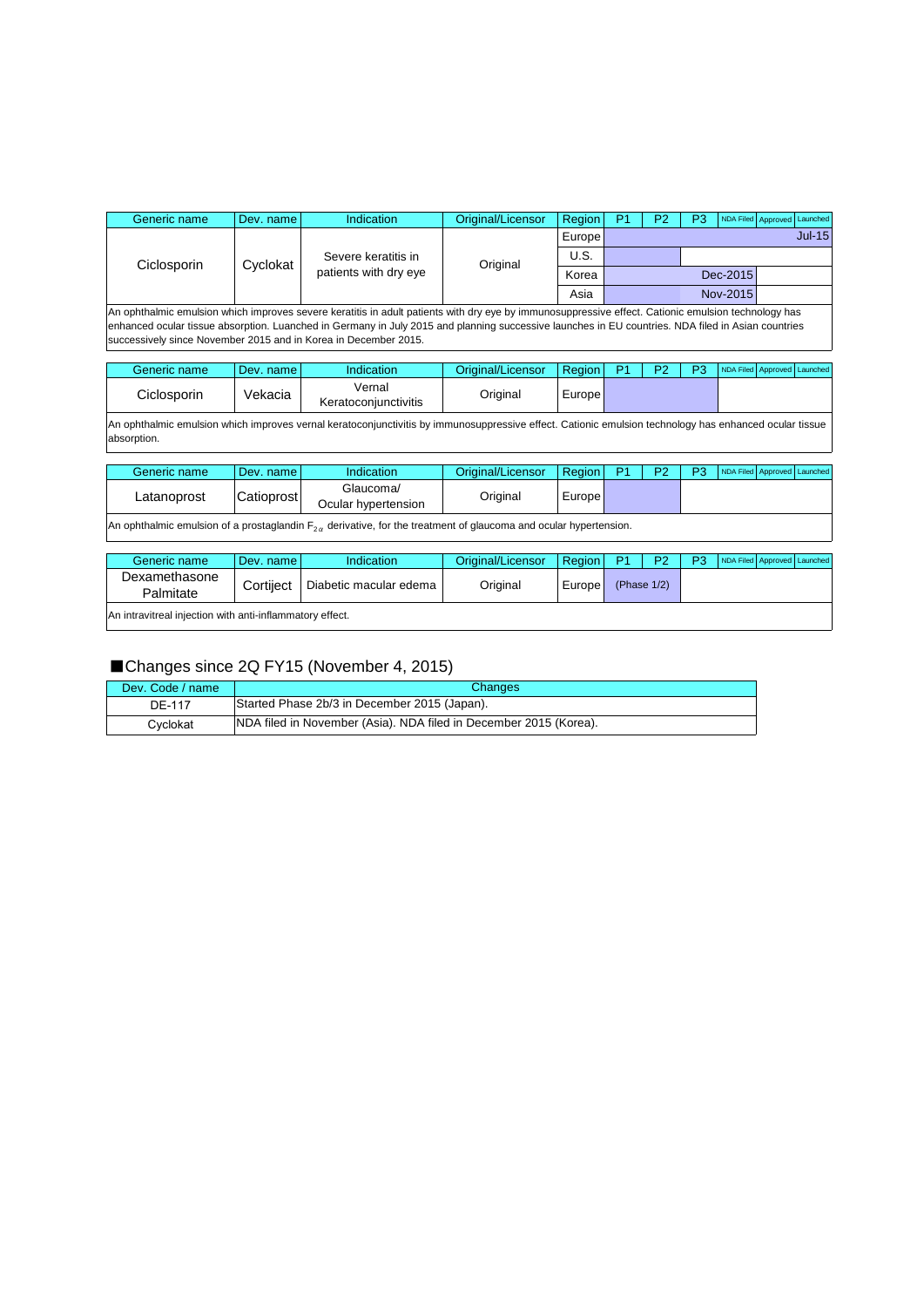| Generic name | Dev. name | Indication | Original/Licensor | Region | P1 | P2 | P3 | NDA Filed | Approved | Launched |
|---|---|---|---|---|---|---|---|---|---|---|
| Ciclosporin | Cyclokat | Severe keratitis in patients with dry eye | Original | Europe | | | | | | Jul-15 |
| | | | | U.S. | | | | | | |
| | | | | Korea | | | | Dec-2015 | | |
| | | | | Asia | | | | Nov-2015 | | |

An ophthalmic emulsion which improves severe keratitis in adult patients with dry eye by immunosuppressive effect. Cationic emulsion technology has enhanced ocular tissue absorption. Luanched in Germany in July 2015 and planning successive launches in EU countries. NDA filed in Asian countries successively since November 2015 and in Korea in December 2015.

| Generic name | Dev. name | Indication | Original/Licensor | Region | P1 | P2 | P3 | NDA Filed | Approved | Launched |
|---|---|---|---|---|---|---|---|---|---|---|
| Ciclosporin | Vekacia | Vernal Keratoconjunctivitis | Original | Europe | | | | | | |

An ophthalmic emulsion which improves vernal keratoconjunctivitis by immunosuppressive effect. Cationic emulsion technology has enhanced ocular tissue absorption.

| Generic name | Dev. name | Indication | Original/Licensor | Region | P1 | P2 | P3 | NDA Filed | Approved | Launched |
|---|---|---|---|---|---|---|---|---|---|---|
| Latanoprost | Catioprost | Glaucoma/ Ocular hypertension | Original | Europe | | | | | | |

An ophthalmic emulsion of a prostaglandin $F_{2\alpha}$ derivative, for the treatment of glaucoma and ocular hypertension.

| Generic name | Dev. name | Indication | Original/Licensor | Region | P1 | P2 | P3 | NDA Filed | Approved | Launched |
|---|---|---|---|---|---|---|---|---|---|---|
| Dexamethasone Palmitate | Cortiject | Diabetic macular edema | Original | Europe | (Phase 1/2) | | | | | |

An intravitreal injection with anti-inflammatory effect.

## ■Changes since 2Q FY15 (November 4, 2015)

| Dev. Code / name | Changes |
|---|---|
| DE-117 | Started Phase 2b/3 in December 2015 (Japan). |
| Cyclokat | NDA filed in November (Asia). NDA filed in December 2015 (Korea). |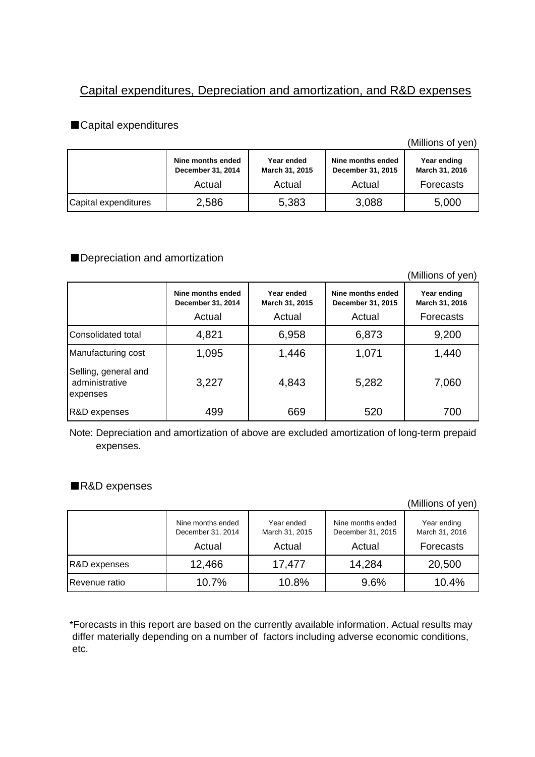# Capital expenditures, Depreciation and amortization, and R&D expenses

## ■Capital expenditures

(Millions of yen)

| | Nine months ended December 31, 2014<br>Actual | Year ended March 31, 2015<br>Actual | Nine months ended December 31, 2015<br>Actual | Year ending March 31, 2016<br>Forecasts |
|---|---|---|---|---|
| Capital expenditures | 2,586 | 5,383 | 3,088 | 5,000 |

## ■Depreciation and amortization

(Millions of yen)

| | Nine months ended December 31, 2014<br>Actual | Year ended March 31, 2015<br>Actual | Nine months ended December 31, 2015<br>Actual | Year ending March 31, 2016<br>Forecasts |
|---|---|---|---|---|
| Consolidated total | 4,821 | 6,958 | 6,873 | 9,200 |
| Manufacturing cost | 1,095 | 1,446 | 1,071 | 1,440 |
| Selling, general and administrative expenses | 3,227 | 4,843 | 5,282 | 7,060 |
| R&D expenses | 499 | 669 | 520 | 700 |

Note: Depreciation and amortization of above are excluded amortization of long-term prepaid expenses.

## ■R&D expenses

(Millions of yen)

| | Nine months ended December 31, 2014<br>Actual | Year ended March 31, 2015<br>Actual | Nine months ended December 31, 2015<br>Actual | Year ending March 31, 2016<br>Forecasts |
|---|---|---|---|---|
| R&D expenses | 12,466 | 17,477 | 14,284 | 20,500 |
| Revenue ratio | 10.7% | 10.8% | 9.6% | 10.4% |

*Forecasts in this report are based on the currently available information. Actual results may differ materially depending on a number of factors including adverse economic conditions, etc.